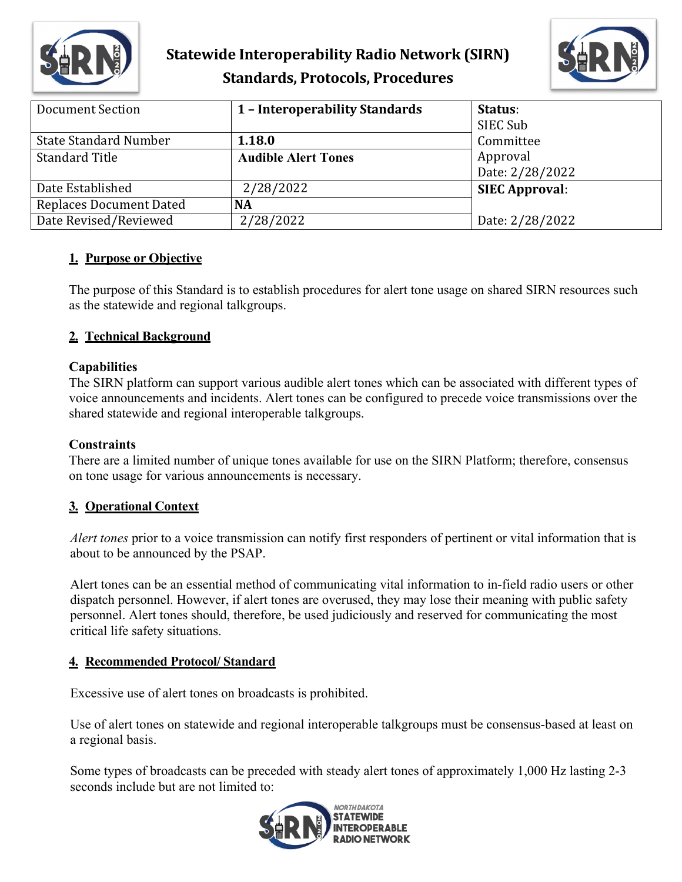# Statewide Interoperability Radio Network (SIRN) Standards, Protocols, Procedures

| Document Section | 1 – Interoperability Standards | Status: SIEC Sub Committee Approval Date: 2/28/2022 |
|---|---|---|
| State Standard Number | **1.18.0** | |
| Standard Title | **Audible Alert Tones** | |
| Date Established | 2/28/2022 | **SIEC Approval**: Date: 2/28/2022 |
| Replaces Document Dated | **NA** | |
| Date Revised/Reviewed | 2/28/2022 | |

## 1. Purpose or Objective

The purpose of this Standard is to establish procedures for alert tone usage on shared SIRN resources such as the statewide and regional talkgroups.

## 2. Technical Background

**Capabilities**

The SIRN platform can support various audible alert tones which can be associated with different types of voice announcements and incidents. Alert tones can be configured to precede voice transmissions over the shared statewide and regional interoperable talkgroups.

**Constraints**

There are a limited number of unique tones available for use on the SIRN Platform; therefore, consensus on tone usage for various announcements is necessary.

## 3. Operational Context

*Alert tones* prior to a voice transmission can notify first responders of pertinent or vital information that is about to be announced by the PSAP.

Alert tones can be an essential method of communicating vital information to in-field radio users or other dispatch personnel. However, if alert tones are overused, they may lose their meaning with public safety personnel. Alert tones should, therefore, be used judiciously and reserved for communicating the most critical life safety situations.

## 4. Recommended Protocol/ Standard

Excessive use of alert tones on broadcasts is prohibited.

Use of alert tones on statewide and regional interoperable talkgroups must be consensus-based at least on a regional basis.

Some types of broadcasts can be preceded with steady alert tones of approximately 1,000 Hz lasting 2-3 seconds include but are not limited to: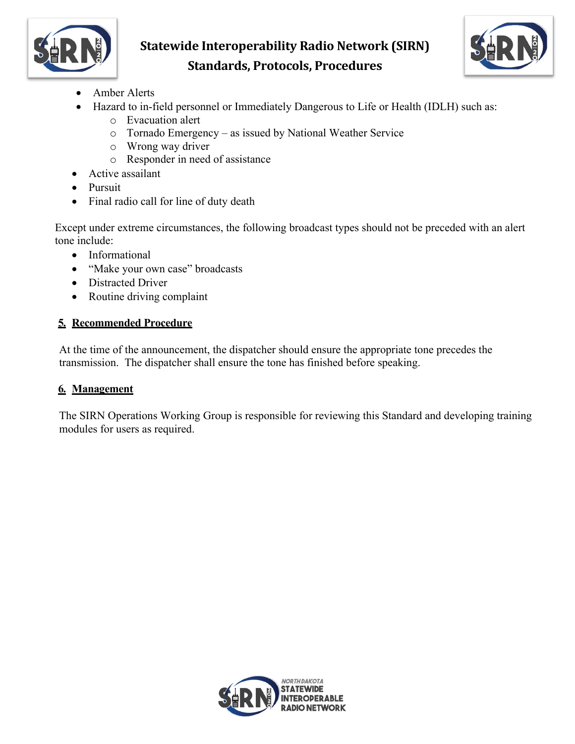- Amber Alerts
- Hazard to in-field personnel or Immediately Dangerous to Life or Health (IDLH) such as:
  - Evacuation alert
  - Tornado Emergency – as issued by National Weather Service
  - Wrong way driver
  - Responder in need of assistance
- Active assailant
- Pursuit
- Final radio call for line of duty death

Except under extreme circumstances, the following broadcast types should not be preceded with an alert tone include:

- Informational
- "Make your own case" broadcasts
- Distracted Driver
- Routine driving complaint

## 5. Recommended Procedure

At the time of the announcement, the dispatcher should ensure the appropriate tone precedes the transmission. The dispatcher shall ensure the tone has finished before speaking.

## 6. Management

The SIRN Operations Working Group is responsible for reviewing this Standard and developing training modules for users as required.